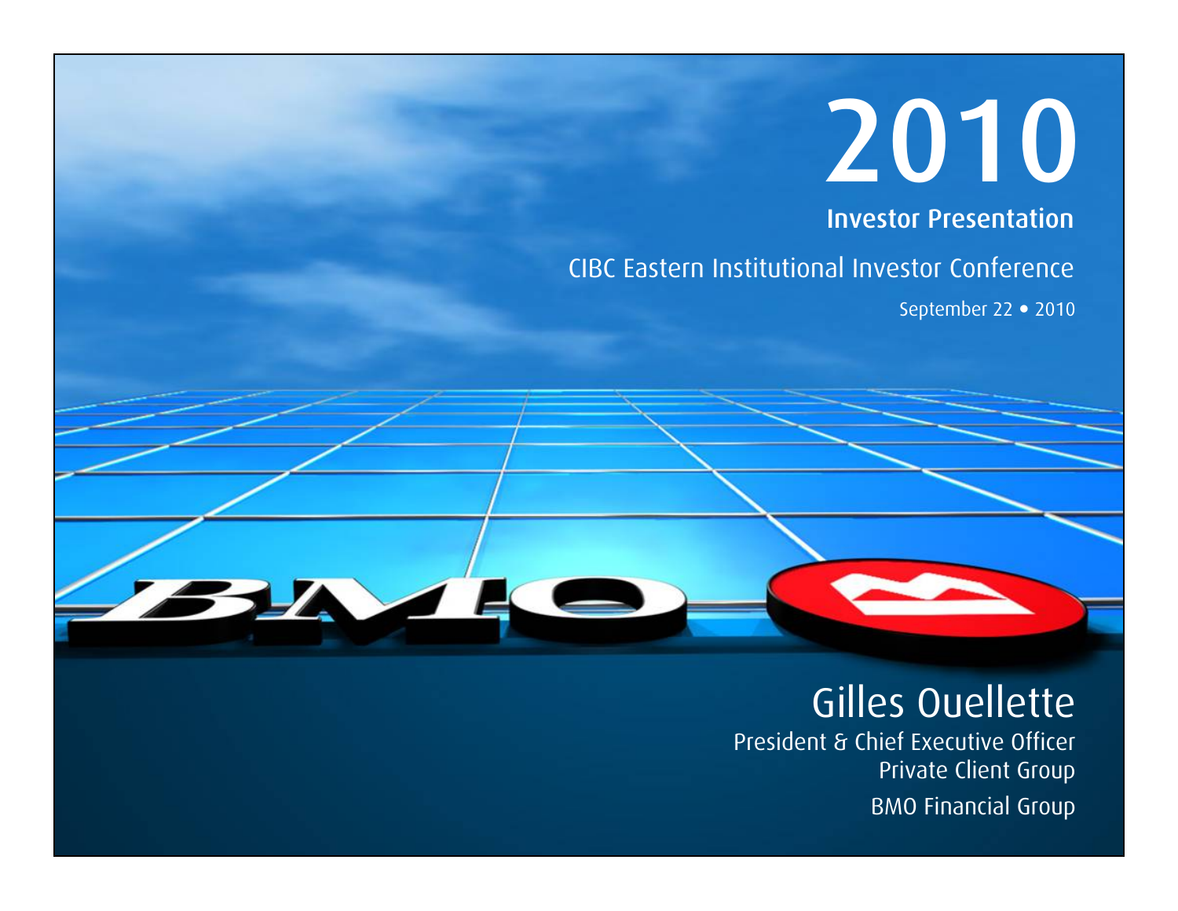# 2010

## Investor Presentation

CIBC Eastern Institutional Investor Conference

September 22 • 2010

BMO

## Gilles Ouellette

President & Chief Executive Officer
Private Client Group
BMO Financial Group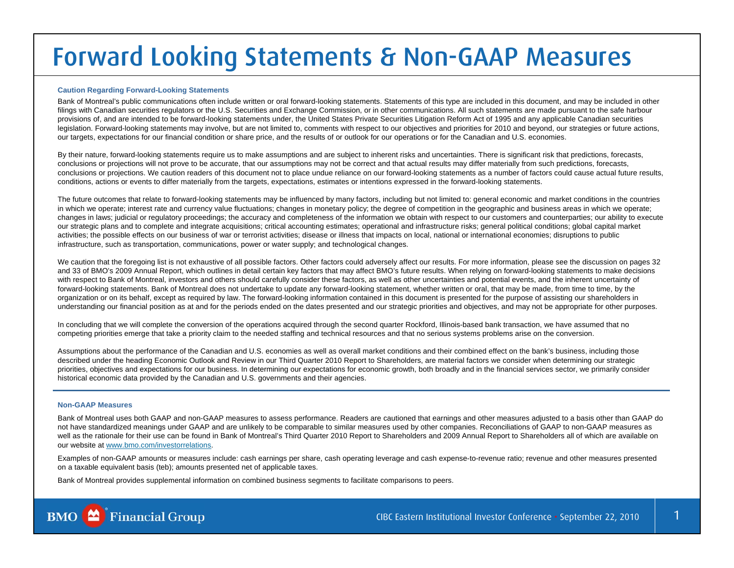# Forward Looking Statements & Non-GAAP Measures

**Caution Regarding Forward-Looking Statements**

Bank of Montreal's public communications often include written or oral forward-looking statements. Statements of this type are included in this document, and may be included in other filings with Canadian securities regulators or the U.S. Securities and Exchange Commission, or in other communications. All such statements are made pursuant to the safe harbour provisions of, and are intended to be forward-looking statements under, the United States Private Securities Litigation Reform Act of 1995 and any applicable Canadian securities legislation. Forward-looking statements may involve, but are not limited to, comments with respect to our objectives and priorities for 2010 and beyond, our strategies or future actions, our targets, expectations for our financial condition or share price, and the results of or outlook for our operations or for the Canadian and U.S. economies.

By their nature, forward-looking statements require us to make assumptions and are subject to inherent risks and uncertainties. There is significant risk that predictions, forecasts, conclusions or projections will not prove to be accurate, that our assumptions may not be correct and that actual results may differ materially from such predictions, forecasts, conclusions or projections. We caution readers of this document not to place undue reliance on our forward-looking statements as a number of factors could cause actual future results, conditions, actions or events to differ materially from the targets, expectations, estimates or intentions expressed in the forward-looking statements.

The future outcomes that relate to forward-looking statements may be influenced by many factors, including but not limited to: general economic and market conditions in the countries in which we operate; interest rate and currency value fluctuations; changes in monetary policy; the degree of competition in the geographic and business areas in which we operate; changes in laws; judicial or regulatory proceedings; the accuracy and completeness of the information we obtain with respect to our customers and counterparties; our ability to execute our strategic plans and to complete and integrate acquisitions; critical accounting estimates; operational and infrastructure risks; general political conditions; global capital market activities; the possible effects on our business of war or terrorist activities; disease or illness that impacts on local, national or international economies; disruptions to public infrastructure, such as transportation, communications, power or water supply; and technological changes.

We caution that the foregoing list is not exhaustive of all possible factors. Other factors could adversely affect our results. For more information, please see the discussion on pages 32 and 33 of BMO's 2009 Annual Report, which outlines in detail certain key factors that may affect BMO's future results. When relying on forward-looking statements to make decisions with respect to Bank of Montreal, investors and others should carefully consider these factors, as well as other uncertainties and potential events, and the inherent uncertainty of forward-looking statements. Bank of Montreal does not undertake to update any forward-looking statement, whether written or oral, that may be made, from time to time, by the organization or on its behalf, except as required by law. The forward-looking information contained in this document is presented for the purpose of assisting our shareholders in understanding our financial position as at and for the periods ended on the dates presented and our strategic priorities and objectives, and may not be appropriate for other purposes.

In concluding that we will complete the conversion of the operations acquired through the second quarter Rockford, Illinois-based bank transaction, we have assumed that no competing priorities emerge that take a priority claim to the needed staffing and technical resources and that no serious systems problems arise on the conversion.

Assumptions about the performance of the Canadian and U.S. economies as well as overall market conditions and their combined effect on the bank's business, including those described under the heading Economic Outlook and Review in our Third Quarter 2010 Report to Shareholders, are material factors we consider when determining our strategic priorities, objectives and expectations for our business. In determining our expectations for economic growth, both broadly and in the financial services sector, we primarily consider historical economic data provided by the Canadian and U.S. governments and their agencies.

**Non-GAAP Measures**

Bank of Montreal uses both GAAP and non-GAAP measures to assess performance. Readers are cautioned that earnings and other measures adjusted to a basis other than GAAP do not have standardized meanings under GAAP and are unlikely to be comparable to similar measures used by other companies. Reconciliations of GAAP to non-GAAP measures as well as the rationale for their use can be found in Bank of Montreal's Third Quarter 2010 Report to Shareholders and 2009 Annual Report to Shareholders all of which are available on our website at www.bmo.com/investorrelations.

Examples of non-GAAP amounts or measures include: cash earnings per share, cash operating leverage and cash expense-to-revenue ratio; revenue and other measures presented on a taxable equivalent basis (teb); amounts presented net of applicable taxes.

Bank of Montreal provides supplemental information on combined business segments to facilitate comparisons to peers.